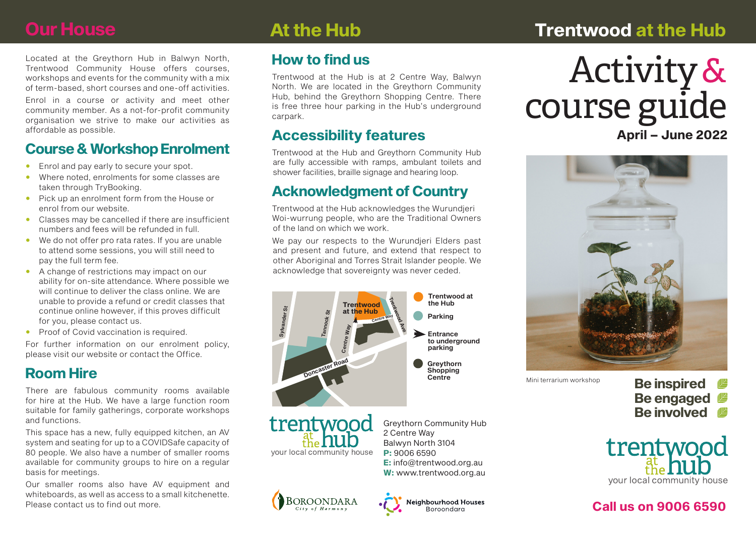# Our House

Located at the Greythorn Hub in Balwyn North, Trentwood Community House offers courses, workshops and events for the community with a mix of term-based, short courses and one-off activities.

Enrol in a course or activity and meet other community member. As a not-for-profit community organisation we strive to make our activities as affordable as possible.

## Course & Workshop Enrolment

- Enrol and pay early to secure your spot.
- Where noted, enrolments for some classes are taken through TryBooking.
- Pick up an enrolment form from the House or enrol from our website.
- Classes may be cancelled if there are insufficient numbers and fees will be refunded in full.
- We do not offer pro rata rates. If you are unable to attend some sessions, you will still need to pay the full term fee.
- A change of restrictions may impact on our ability for on-site attendance. Where possible we will continue to deliver the class online. We are unable to provide a refund or credit classes that continue online however, if this proves difficult for you, please contact us.
- Proof of Covid vaccination is required.

For further information on our enrolment policy, please visit our website or contact the Office.

## Room Hire

There are fabulous community rooms available for hire at the Hub. We have a large function room suitable for family gatherings, corporate workshops and functions.

This space has a new, fully equipped kitchen, an AV system and seating for up to a COVIDSafe capacity of 80 people. We also have a number of smaller rooms available for community groups to hire on a regular basis for meetings.

Our smaller rooms also have AV equipment and whiteboards, as well as access to a small kitchenette. Please contact us to find out more.

# At the Hub

## How to find us

Trentwood at the Hub is at 2 Centre Way, Balwyn North. We are located in the Greythorn Community Hub, behind the Greythorn Shopping Centre. There is free three hour parking in the Hub's underground carpark.

## Accessibility features

Trentwood at the Hub and Greythorn Community Hub are fully accessible with ramps, ambulant toilets and shower facilities, braille signage and hearing loop.

## Acknowledgment of Country

Trentwood at the Hub acknowledges the Wurundjeri Woi-wurrung people, who are the Traditional Owners of the land on which we work.

We pay our respects to the Wurundjeri Elders past and present and future, and extend that respect to other Aboriginal and Torres Strait Islander people. We acknowledge that sovereignty was never ceded.

Sylvander St, Tannock St, Centre Way, Trentwood Ave, Doncaster Road, Trentwood at the Hub

- Trentwood at the Hub
- Parking
- Entrance to underground parking
- Greythorn Shopping Centre

trentwood at the hub — your local community house

Greythorn Community Hub
2 Centre Way
Balwyn North 3104
**P:** 9006 6590
**E:** info@trentwood.org.au
**W:** www.trentwood.org.au

BOROONDARA City of Harmony

Neighbourhood Houses Boroondara

# Trentwood at the Hub

# Activity & course guide

**April – June 2022**

Mini terrarium workshop

**Be inspired**
**Be engaged**
**Be involved**

trentwood at the hub — your local community house

**Call us on 9006 6590**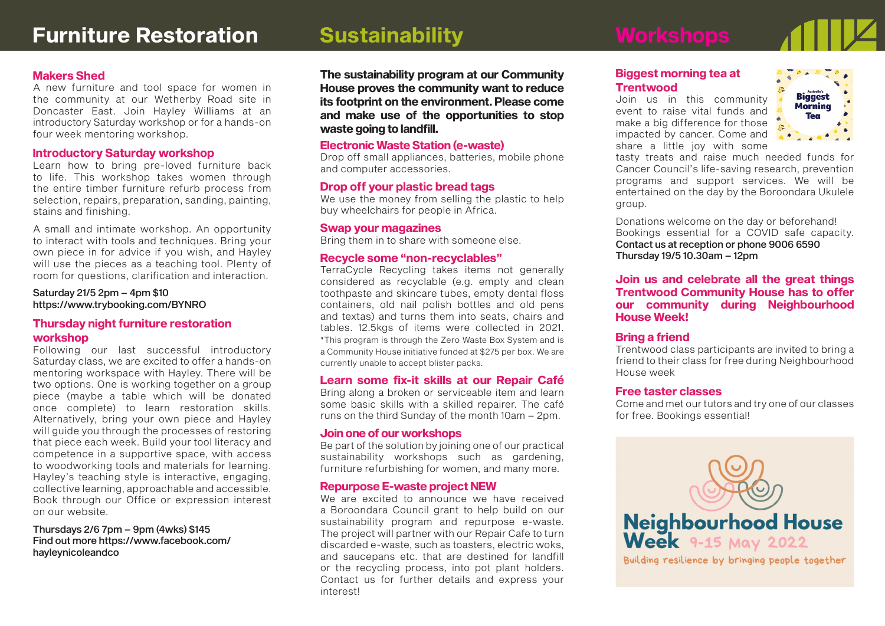# Furniture Restoration

## Makers Shed

A new furniture and tool space for women in the community at our Wetherby Road site in Doncaster East. Join Hayley Williams at an introductory Saturday workshop or for a hands-on four week mentoring workshop.

## Introductory Saturday workshop

Learn how to bring pre-loved furniture back to life. This workshop takes women through the entire timber furniture refurb process from selection, repairs, preparation, sanding, painting, stains and finishing.

A small and intimate workshop. An opportunity to interact with tools and techniques. Bring your own piece in for advice if you wish, and Hayley will use the pieces as a teaching tool. Plenty of room for questions, clarification and interaction.

Saturday 21/5 2pm – 4pm $10
https://www.trybooking.com/BYNRO

## Thursday night furniture restoration workshop

Following our last successful introductory Saturday class, we are excited to offer a hands-on mentoring workspace with Hayley. There will be two options. One is working together on a group piece (maybe a table which will be donated once complete) to learn restoration skills. Alternatively, bring your own piece and Hayley will guide you through the processes of restoring that piece each week. Build your tool literacy and competence in a supportive space, with access to woodworking tools and materials for learning. Hayley's teaching style is interactive, engaging, collective learning, approachable and accessible. Book through our Office or expression interest on our website.

Thursdays 2/6 7pm – 9pm (4wks) $145
Find out more https://www.facebook.com/hayleynicoleandco

# Sustainability

**The sustainability program at our Community House proves the community want to reduce its footprint on the environment. Please come and make use of the opportunities to stop waste going to landfill.**

## Electronic Waste Station (e-waste)

Drop off small appliances, batteries, mobile phone and computer accessories.

## Drop off your plastic bread tags

We use the money from selling the plastic to help buy wheelchairs for people in Africa.

## Swap your magazines

Bring them in to share with someone else.

## Recycle some "non-recyclables"

TerraCycle Recycling takes items not generally considered as recyclable (e.g. empty and clean toothpaste and skincare tubes, empty dental floss containers, old nail polish bottles and old pens and textas) and turns them into seats, chairs and tables. 12.5kgs of items were collected in 2021.
*This program is through the Zero Waste Box System and is a Community House initiative funded at $275 per box. We are currently unable to accept blister packs.

## Learn some fix-it skills at our Repair Café

Bring along a broken or serviceable item and learn some basic skills with a skilled repairer. The café runs on the third Sunday of the month 10am – 2pm.

## Join one of our workshops

Be part of the solution by joining one of our practical sustainability workshops such as gardening, furniture refurbishing for women, and many more.

## Repurpose E-waste project NEW

We are excited to announce we have received a Boroondara Council grant to help build on our sustainability program and repurpose e-waste. The project will partner with our Repair Cafe to turn discarded e-waste, such as toasters, electric woks, and saucepans etc. that are destined for landfill or the recycling process, into pot plant holders. Contact us for further details and express your interest!

# Workshops

## Biggest morning tea at Trentwood

Join us in this community event to raise vital funds and make a big difference for those impacted by cancer. Come and share a little joy with some tasty treats and raise much needed funds for Cancer Council's life-saving research, prevention programs and support services. We will be entertained on the day by the Boroondara Ukulele group.

Donations welcome on the day or beforehand! Bookings essential for a COVID safe capacity.
Contact us at reception or phone 9006 6590
Thursday 19/5 10.30am – 12pm

## Join us and celebrate all the great things Trentwood Community House has to offer our community during Neighbourhood House Week!

## Bring a friend

Trentwood class participants are invited to bring a friend to their class for free during Neighbourhood House week

## Free taster classes

Come and met our tutors and try one of our classes for free. Bookings essential!

Neighbourhood House Week 9-15 May 2022
Building resilience by bringing people together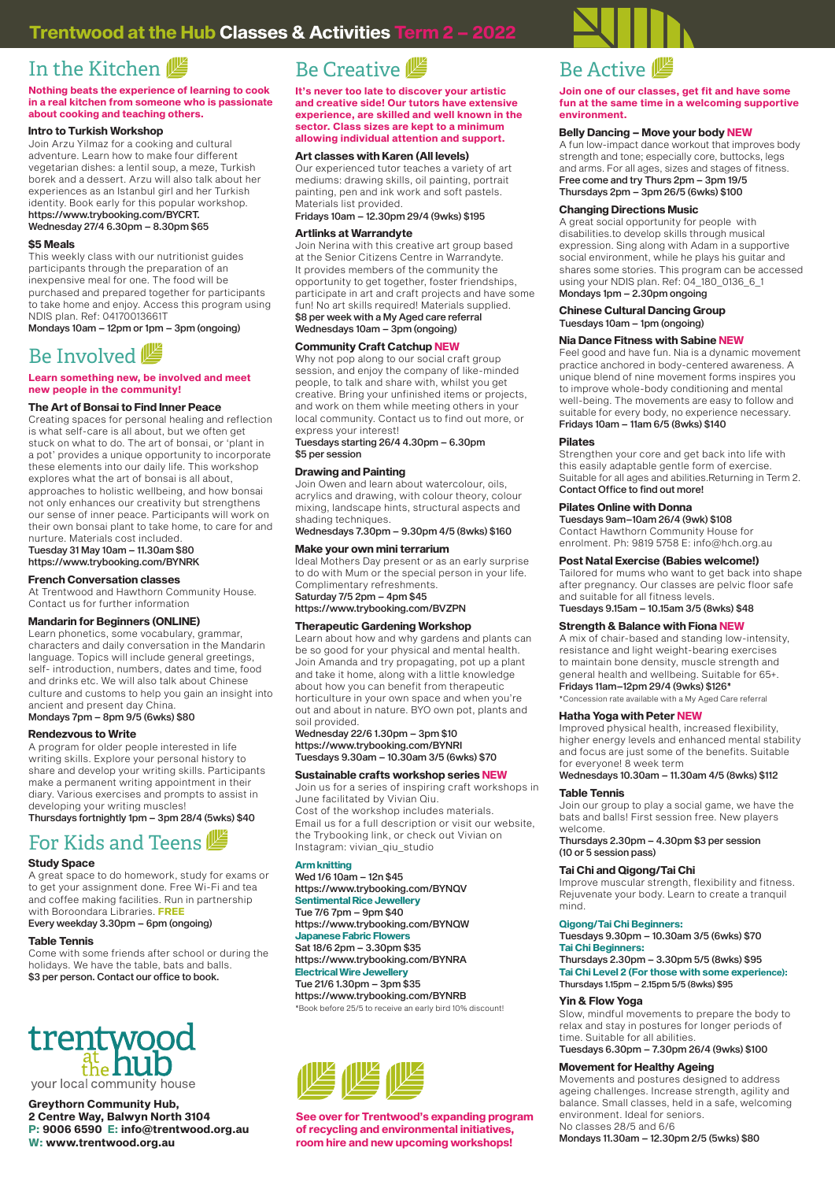# Trentwood at the Hub Classes & Activities Term 2 – 2022

## In the Kitchen

**Nothing beats the experience of learning to cook in a real kitchen from someone who is passionate about cooking and teaching others.**

### Intro to Turkish Workshop

Join Arzu Yilmaz for a cooking and cultural adventure. Learn how to make four different vegetarian dishes: a lentil soup, a meze, Turkish borek and a dessert. Arzu will also talk about her experiences as an Istanbul girl and her Turkish identity. Book early for this popular workshop.
https://www.trybooking.com/BYCRT.
Wednesday 27/4 6.30pm – 8.30pm $65

### $5 Meals

This weekly class with our nutritionist guides participants through the preparation of an inexpensive meal for one. The food will be purchased and prepared together for participants to take home and enjoy. Access this program using NDIS plan. Ref: 04170013661T
Mondays 10am – 12pm or 1pm – 3pm (ongoing)

## Be Involved

**Learn something new, be involved and meet new people in the community!**

### The Art of Bonsai to Find Inner Peace

Creating spaces for personal healing and reflection is what self-care is all about, but we often get stuck on what to do. The art of bonsai, or 'plant in a pot' provides a unique opportunity to incorporate these elements into our daily life. This workshop explores what the art of bonsai is all about, approaches to holistic wellbeing, and how bonsai not only enhances our creativity but strengthens our sense of inner peace. Participants will work on their own bonsai plant to take home, to care for and nurture. Materials cost included.
Tuesday 31 May 10am – 11.30am $80
https://www.trybooking.com/BYNRK

### French Conversation classes

At Trentwood and Hawthorn Community House. Contact us for further information

### Mandarin for Beginners (ONLINE)

Learn phonetics, some vocabulary, grammar, characters and daily conversation in the Mandarin language. Topics will include general greetings, self- introduction, numbers, dates and time, food and drinks etc. We will also talk about Chinese culture and customs to help you gain an insight into ancient and present day China.
Mondays 7pm – 8pm 9/5 (6wks) $80

### Rendezvous to Write

A program for older people interested in life writing skills. Explore your personal history to share and develop your writing skills. Participants make a permanent writing appointment in their diary. Various exercises and prompts to assist in developing your writing muscles!
Thursdays fortnightly 1pm – 3pm 28/4 (5wks) $40

## For Kids and Teens

### Study Space

A great space to do homework, study for exams or to get your assignment done. Free Wi-Fi and tea and coffee making facilities. Run in partnership with Boroondara Libraries. **FREE**
Every weekday 3.30pm – 6pm (ongoing)

### Table Tennis

Come with some friends after school or during the holidays. We have the table, bats and balls.
$3 per person. Contact our office to book.

trentwood at the hub
your local community house

**Greythorn Community Hub,**
**2 Centre Way, Balwyn North 3104**
**P: 9006 6590 E: info@trentwood.org.au**
**W: www.trentwood.org.au**

## Be Creative

**It's never too late to discover your artistic and creative side! Our tutors have extensive experience, are skilled and well known in the sector. Class sizes are kept to a minimum allowing individual attention and support.**

### Art classes with Karen (All levels)

Our experienced tutor teaches a variety of art mediums: drawing skills, oil painting, portrait painting, pen and ink work and soft pastels. Materials list provided.
Fridays 10am – 12.30pm 29/4 (9wks) $195

### Artlinks at Warrandyte

Join Nerina with this creative art group based at the Senior Citizens Centre in Warrandyte. It provides members of the community the opportunity to get together, foster friendships, participate in art and craft projects and have some fun! No art skills required! Materials supplied.
$8 per week with a My Aged care referral
Wednesdays 10am – 3pm (ongoing)

### Community Craft Catchup NEW

Why not pop along to our social craft group session, and enjoy the company of like-minded people, to talk and share with, whilst you get creative. Bring your unfinished items or projects, and work on them while meeting others in your local community. Contact us to find out more, or express your interest!
Tuesdays starting 26/4 4.30pm – 6.30pm
$5 per session

### Drawing and Painting

Join Owen and learn about watercolour, oils, acrylics and drawing, with colour theory, colour mixing, landscape hints, structural aspects and shading techniques.
Wednesdays 7.30pm – 9.30pm 4/5 (8wks) $160

### Make your own mini terrarium

Ideal Mothers Day present or as an early surprise to do with Mum or the special person in your life. Complimentary refreshments.
Saturday 7/5 2pm – 4pm $45
https://www.trybooking.com/BVZPN

### Therapeutic Gardening Workshop

Learn about how and why gardens and plants can be so good for your physical and mental health. Join Amanda and try propagating, pot up a plant and take it home, along with a little knowledge about how you can benefit from therapeutic horticulture in your own space and when you're out and about in nature. BYO own pot, plants and soil provided.
Wednesday 22/6 1.30pm – 3pm $10
https://www.trybooking.com/BYNRI
Tuesdays 9.30am – 10.30am 3/5 (6wks) $70

### Sustainable crafts workshop series NEW

Join us for a series of inspiring craft workshops in June facilitated by Vivian Qiu.
Cost of the workshop includes materials.
Email us for a full description or visit our website, the Trybooking link, or check out Vivian on Instagram: vivian_qiu_studio

**Arm knitting**
Wed 1/6 10am – 12n $45
https://www.trybooking.com/BYNQV

**Sentimental Rice Jewellery**
Tue 7/6 7pm – 9pm $40
https://www.trybooking.com/BYNQW

**Japanese Fabric Flowers**
Sat 18/6 2pm – 3.30pm $35
https://www.trybooking.com/BYNRA

**Electrical Wire Jewellery**
Tue 21/6 1.30pm – 3pm $35
https://www.trybooking.com/BYNRB

*Book before 25/5 to receive an early bird 10% discount!

**See over for Trentwood's expanding program of recycling and environmental initiatives, room hire and new upcoming workshops!**

## Be Active

**Join one of our classes, get fit and have some fun at the same time in a welcoming supportive environment.**

### Belly Dancing – Move your body NEW

A fun low-impact dance workout that improves body strength and tone; especially core, buttocks, legs and arms. For all ages, sizes and stages of fitness.
Free come and try Thurs 2pm – 3pm 19/5
Thursdays 2pm – 3pm 26/5 (6wks) $100

### Changing Directions Music

A great social opportunity for people with disabilities.to develop skills through musical expression. Sing along with Adam in a supportive social environment, while he plays his guitar and shares some stories. This program can be accessed using your NDIS plan. Ref: 04_180_0136_6_1
Mondays 1pm – 2.30pm ongoing

### Chinese Cultural Dancing Group

Tuesdays 10am – 1pm (ongoing)

### Nia Dance Fitness with Sabine NEW

Feel good and have fun. Nia is a dynamic movement practice anchored in body-centered awareness. A unique blend of nine movement forms inspires you to improve whole-body conditioning and mental well-being. The movements are easy to follow and suitable for every body, no experience necessary.
Fridays 10am – 11am 6/5 (8wks) $140

### Pilates

Strengthen your core and get back into life with this easily adaptable gentle form of exercise. Suitable for all ages and abilities.Returning in Term 2.
Contact Office to find out more!

### Pilates Online with Donna

Tuesdays 9am–10am 26/4 (9wk) $108
Contact Hawthorn Community House for enrolment. Ph: 9819 5758 E: info@hch.org.au

### Post Natal Exercise (Babies welcome!)

Tailored for mums who want to get back into shape after pregnancy. Our classes are pelvic floor safe and suitable for all fitness levels.
Tuesdays 9.15am – 10.15am 3/5 (8wks) $48

### Strength & Balance with Fiona NEW

A mix of chair-based and standing low-intensity, resistance and light weight-bearing exercises to maintain bone density, muscle strength and general health and wellbeing. Suitable for 65+.
Fridays 11am–12pm 29/4 (9wks) $126*
*Concession rate available with a My Aged Care referral

### Hatha Yoga with Peter NEW

Improved physical health, increased flexibility, higher energy levels and enhanced mental stability and focus are just some of the benefits. Suitable for everyone! 8 week term
Wednesdays 10.30am – 11.30am 4/5 (8wks) $112

### Table Tennis

Join our group to play a social game, we have the bats and balls! First session free. New players welcome.
Thursdays 2.30pm – 4.30pm $3 per session
(10 or 5 session pass)

### Tai Chi and Qigong/Tai Chi

Improve muscular strength, flexibility and fitness. Rejuvenate your body. Learn to create a tranquil mind.

**Qigong/Tai Chi Beginners:**
Tuesdays 9.30pm – 10.30am 3/5 (6wks) $70
**Tai Chi Beginners:**
Thursdays 2.30pm – 3.30pm 5/5 (8wks) $95
**Tai Chi Level 2 (For those with some experience):**
Thursdays 1.15pm – 2.15pm 5/5 (8wks) $95

### Yin & Flow Yoga

Slow, mindful movements to prepare the body to relax and stay in postures for longer periods of time. Suitable for all abilities.
Tuesdays 6.30pm – 7.30pm 26/4 (9wks) $100

### Movement for Healthy Ageing

Movements and postures designed to address ageing challenges. Increase strength, agility and balance. Small classes, held in a safe, welcoming environment. Ideal for seniors.
No classes 28/5 and 6/6
Mondays 11.30am – 12.30pm 2/5 (5wks) $80